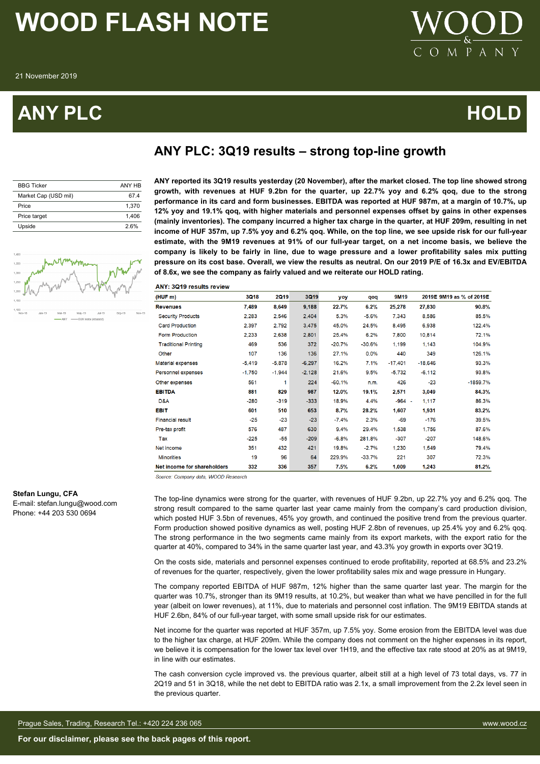# WOOD FLASH NOTE

21 November 2019

# ANY PLC — HOLD

## ANY PLC: 3Q19 results – strong top-line growth

| BBG Ticker | ANY HB |
|---|---|
| Market Cap (USD mil) | 67.4 |
| Price | 1,370 |
| Price target | 1,406 |
| Upside | 2.6% |

**ANY reported its 3Q19 results yesterday (20 November), after the market closed. The top line showed strong growth, with revenues at HUF 9.2bn for the quarter, up 22.7% yoy and 6.2% qoq, due to the strong performance in its card and form businesses. EBITDA was reported at HUF 987m, at a margin of 10.7%, up 12% yoy and 19.1% qoq, with higher materials and personnel expenses offset by gains in other expenses (mainly inventories). The company incurred a higher tax charge in the quarter, at HUF 209m, resulting in net income of HUF 357m, up 7.5% yoy and 6.2% qoq. While, on the top line, we see upside risk for our full-year estimate, with the 9M19 revenues at 91% of our full-year target, on a net income basis, we believe the company is likely to be fairly in line, due to wage pressure and a lower profitability sales mix putting pressure on its cost base. Overall, we view the results as neutral. On our 2019 P/E of 16.3x and EV/EBITDA of 8.6x, we see the company as fairly valued and we reiterate our HOLD rating.**

**ANY: 3Q19 results review**

| (HUF m) | 3Q18 | 2Q19 | 3Q19 | yoy | qoq | 9M19 | 2019E | 9M19 as % of 2019E |
|---|---|---|---|---|---|---|---|---|
| **Revenues** | 7,489 | 8,649 | 9,188 | 22.7% | 6.2% | 25,278 | 27,830 | 90.8% |
| Security Products | 2,283 | 2,546 | 2,404 | 5.3% | -5.6% | 7,343 | 8,586 | 85.5% |
| Card Production | 2,397 | 2,792 | 3,475 | 45.0% | 24.5% | 8,495 | 6,938 | 122.4% |
| Form Production | 2,233 | 2,638 | 2,801 | 25.4% | 6.2% | 7,800 | 10,814 | 72.1% |
| Traditional Printing | 469 | 536 | 372 | -20.7% | -30.6% | 1,199 | 1,143 | 104.9% |
| Other | 107 | 136 | 136 | 27.1% | 0.0% | 440 | 349 | 126.1% |
| Material expenses | -5,419 | -5,878 | -6,297 | 16.2% | 7.1% | -17,401 | -18,646 | 93.3% |
| Personnel expenses | -1,750 | -1,944 | -2,128 | 21.6% | 9.5% | -5,732 | -6,112 | 93.8% |
| Other expenses | 561 | 1 | 224 | -60.1% | n.m. | 426 | -23 | -1859.7% |
| **EBITDA** | 881 | 829 | 987 | 12.0% | 19.1% | 2,571 | 3,049 | 84.3% |
| D&A | -280 | -319 | -333 | 18.9% | 4.4% | -964 | -1,117 | 86.3% |
| **EBIT** | 601 | 510 | 653 | 8.7% | 28.2% | 1,607 | 1,931 | 83.2% |
| Financial result | -25 | -23 | -23 | -7.4% | 2.3% | -69 | -176 | 39.5% |
| Pre-tax profit | 576 | 487 | 630 | 9.4% | 29.4% | 1,538 | 1,756 | 87.6% |
| Tax | -225 | -55 | -209 | -6.8% | 281.8% | -307 | -207 | 148.6% |
| Net income | 351 | 432 | 421 | 19.8% | -2.7% | 1,230 | 1,549 | 79.4% |
| Minorities | 19 | 96 | 64 | 229.9% | -33.7% | 221 | 307 | 72.3% |
| **Net income for shareholders** | 332 | 336 | 357 | 7.5% | 6.2% | 1,009 | 1,243 | 81.2% |

*Source: Company data, WOOD Research*

The top-line dynamics were strong for the quarter, with revenues of HUF 9.2bn, up 22.7% yoy and 6.2% qoq. The strong result compared to the same quarter last year came mainly from the company's card production division, which posted HUF 3.5bn of revenues, 45% yoy growth, and continued the positive trend from the previous quarter. Form production showed positive dynamics as well, posting HUF 2.8bn of revenues, up 25.4% yoy and 6.2% qoq. The strong performance in the two segments came mainly from its export markets, with the export ratio for the quarter at 40%, compared to 34% in the same quarter last year, and 43.3% yoy growth in exports over 3Q19.

On the costs side, materials and personnel expenses continued to erode profitability, reported at 68.5% and 23.2% of revenues for the quarter, respectively, given the lower profitability sales mix and wage pressure in Hungary.

The company reported EBITDA of HUF 987m, 12% higher than the same quarter last year. The margin for the quarter was 10.7%, stronger than its 9M19 results, at 10.2%, but weaker than what we have pencilled in for the full year (albeit on lower revenues), at 11%, due to materials and personnel cost inflation. The 9M19 EBITDA stands at HUF 2.6bn, 84% of our full-year target, with some small upside risk for our estimates.

Net income for the quarter was reported at HUF 357m, up 7.5% yoy. Some erosion from the EBITDA level was due to the higher tax charge, at HUF 209m. While the company does not comment on the higher expenses in its report, we believe it is compensation for the lower tax level over 1H19, and the effective tax rate stood at 20% as at 9M19, in line with our estimates.

The cash conversion cycle improved vs. the previous quarter, albeit still at a high level of 73 total days, vs. 77 in 2Q19 and 51 in 3Q18, while the net debt to EBITDA ratio was 2.1x, a small improvement from the 2.2x level seen in the previous quarter.

**Stefan Lungu, CFA**
E-mail: stefan.lungu@wood.com
Phone: +44 203 530 0694

Prague Sales, Trading, Research Tel.: +420 224 236 065 — www.wood.cz

**For our disclaimer, please see the back pages of this report.**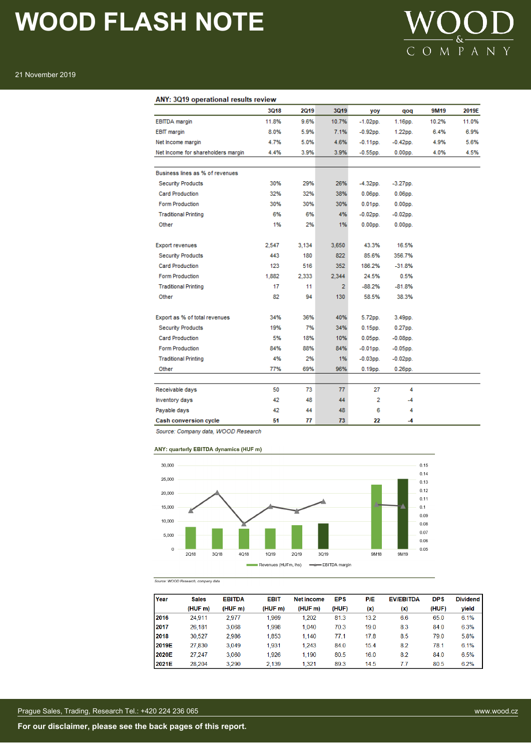# WOOD FLASH NOTE

21 November 2019

**ANY: 3Q19 operational results review**

| | 3Q18 | 2Q19 | 3Q19 | yoy | qoq | 9M19 | 2019E |
|---|---|---|---|---|---|---|---|
| EBITDA margin | 11.8% | 9.6% | 10.7% | -1.02pp. | 1.16pp. | 10.2% | 11.0% |
| EBIT margin | 8.0% | 5.9% | 7.1% | -0.92pp. | 1.22pp. | 6.4% | 6.9% |
| Net Income margin | 4.7% | 5.0% | 4.6% | -0.11pp. | -0.42pp. | 4.9% | 5.6% |
| Net Income for shareholders margin | 4.4% | 3.9% | 3.9% | -0.55pp. | 0.00pp. | 4.0% | 4.5% |
| | | | | | | | |
| Business lines as % of revenues | | | | | | | |
| Security Products | 30% | 29% | 26% | -4.32pp. | -3.27pp. | | |
| Card Production | 32% | 32% | 38% | 0.06pp. | 0.06pp. | | |
| Form Production | 30% | 30% | 30% | 0.01pp. | 0.00pp. | | |
| Traditional Printing | 6% | 6% | 4% | -0.02pp. | -0.02pp. | | |
| Other | 1% | 2% | 1% | 0.00pp. | 0.00pp. | | |
| | | | | | | | |
| Export revenues | 2,547 | 3,134 | 3,650 | 43.3% | 16.5% | | |
| Security Products | 443 | 180 | 822 | 85.6% | 356.7% | | |
| Card Production | 123 | 516 | 352 | 186.2% | -31.8% | | |
| Form Production | 1,882 | 2,333 | 2,344 | 24.5% | 0.5% | | |
| Traditional Printing | 17 | 11 | 2 | -88.2% | -81.8% | | |
| Other | 82 | 94 | 130 | 58.5% | 38.3% | | |
| | | | | | | | |
| Export as % of total revenues | 34% | 36% | 40% | 5.72pp. | 3.49pp. | | |
| Security Products | 19% | 7% | 34% | 0.15pp. | 0.27pp. | | |
| Card Production | 5% | 18% | 10% | 0.05pp. | -0.08pp. | | |
| Form Production | 84% | 88% | 84% | -0.01pp. | -0.05pp. | | |
| Traditional Printing | 4% | 2% | 1% | -0.03pp. | -0.02pp. | | |
| Other | 77% | 69% | 96% | 0.19pp. | 0.26pp. | | |
| | | | | | | | |
| Receivable days | 50 | 73 | 77 | 27 | 4 | | |
| Inventory days | 42 | 48 | 44 | 2 | -4 | | |
| Payable days | 42 | 44 | 48 | 6 | 4 | | |
| **Cash conversion cycle** | **51** | **77** | **73** | **22** | **-4** | | |

*Source: Company data, WOOD Research*

**ANY: quarterly EBITDA dynamics (HUF m)**

| | 2Q18 | 3Q18 | 4Q18 | 1Q19 | 2Q19 | 3Q19 | 9M18 | 9M19 |
|---|---|---|---|---|---|---|---|---|
| Revenues (HUFm, lhs) | ~8,000 | ~7,400 | ~7,200 | ~7,400 | ~8,700 | ~9,200 | ~23,200 | ~25,100 |
| EBITDA margin | ~0.10 | ~0.12 | ~0.08 | ~0.11 | ~0.10 | ~0.11 | ~0.11 | ~0.11 |

*Source: WOOD Research, company data*

| Year | Sales (HUF m) | EBITDA (HUF m) | EBIT (HUF m) | Net income (HUF m) | EPS (HUF) | P/E (x) | EV/EBITDA (x) | DPS (HUF) | Dividend yield |
|---|---|---|---|---|---|---|---|---|---|
| **2016** | 24,911 | 2,977 | 1,969 | 1,202 | 81.3 | 13.2 | 6.6 | 65.0 | 6.1% |
| **2017** | 26,181 | 3,068 | 1,998 | 1,040 | 70.3 | 19.0 | 8.3 | 84.0 | 6.3% |
| **2018** | 30,527 | 2,986 | 1,853 | 1,140 | 77.1 | 17.8 | 8.5 | 79.0 | 5.8% |
| **2019E** | 27,830 | 3,049 | 1,931 | 1,243 | 84.0 | 15.4 | 8.2 | 78.1 | 6.1% |
| **2020E** | 27,247 | 3,060 | 1,926 | 1,190 | 80.5 | 16.0 | 8.2 | 84.0 | 6.5% |
| **2021E** | 28,204 | 3,290 | 2,139 | 1,321 | 89.3 | 14.5 | 7.7 | 80.5 | 6.2% |

Prague Sales, Trading, Research Tel.: +420 224 236 065

www.wood.cz

**For our disclaimer, please see the back pages of this report.**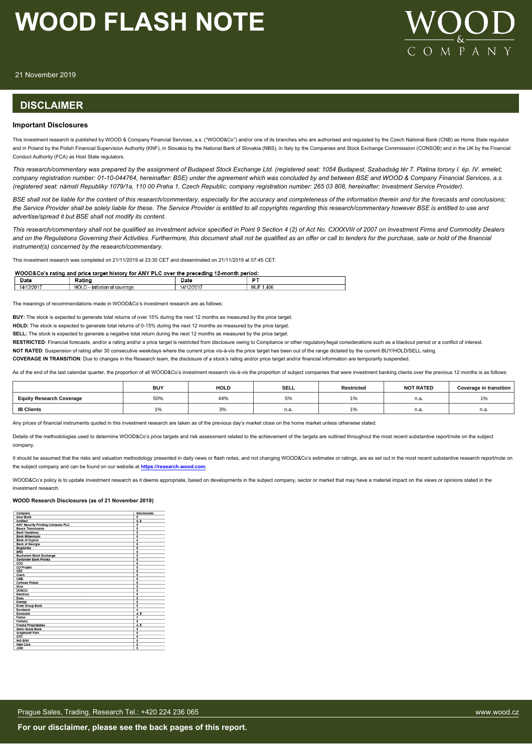21 November 2019

## DISCLAIMER

### Important Disclosures

This investment research is published by WOOD & Company Financial Services, a.s. ("WOOD&Co") and/or one of its branches who are authorised and regulated by the Czech National Bank (CNB) as Home State regulator and in Poland by the Polish Financial Supervision Authority (KNF), in Slovakia by the National Bank of Slovakia (NBS), in Italy by the Companies and Stock Exchange Commisssion (CONSOB) and in the UK by the Financial Conduct Authority (FCA) as Host State regulators.

*This research/commentary was prepared by the assignment of Budapest Stock Exchange Ltd. (registered seat: 1054 Budapest, Szabadság tér 7. Platina torony I. ép. IV. emelet; company registration number: 01-10-044764, hereinafter: BSE) under the agreement which was concluded by and between BSE and WOOD & Company Financial Services, a.s. (registered seat: námstí Republiky 1079/1a, 110 00 Praha 1, Czech Republic; company registration number: 265 03 808, hereinafter: Investment Service Provider).*

*BSE shall not be liable for the content of this research/commentary, especially for the accuracy and completeness of the information therein and for the forecasts and conclusions; the Service Provider shall be solely liable for these. The Service Provider is entitled to all copyrights regarding this research/commentary however BSE is entitled to use and advertise/spread it but BSE shall not modify its content.*

*This research/commentary shall not be qualified as investment advice specified in Point 9 Section 4 (2) of Act No. CXXXVIII of 2007 on Investment Firms and Commodity Dealers and on the Regulations Governing their Activities. Furthermore, this document shall not be qualified as an offer or call to tenders for the purchase, sale or hold of the financial instrument(s) concerned by the research/commentary.*

This investment research was completed on 21/11/2019 at 23:30 CET and disseminated on 21/11/2019 at 07:45 CET.

**WOOD&Co's rating and price target history for ANY PLC over the preceding 12-month period:**

| Date | Rating | Date | PT |
|---|---|---|---|
| 14/12/2017 | HOLD – initiation of coverage | 14/12/2017 | HUF 1,406 |

The meanings of recommendations made in WOOD&Co's investment research are as follows:

**BUY:** The stock is expected to generate total returns of over 15% during the next 12 months as measured by the price target.

**HOLD:** The stock is expected to generate total returns of 0-15% during the next 12 months as measured by the price target.

**SELL:** The stock is expected to generate a negative total return during the next 12 months as measured by the price target.

**RESTRICTED**: Financial forecasts, and/or a rating and/or a price target is restricted from disclosure owing to Compliance or other regulatory/legal considerations such as a blackout period or a conflict of interest.

**NOT RATED**: Suspension of rating after 30 consecutive weekdays where the current price vis-à-vis the price target has been out of the range dictated by the current BUY/HOLD/SELL rating.

**COVERAGE IN TRANSITION**: Due to changes in the Research team, the disclosure of a stock's rating and/or price target and/or financial information are temporarily suspended.

As of the end of the last calendar quarter, the proportion of all WOOD&Co's investment research vis-à-vis the proportion of subject companies that were investment banking clients over the previous 12 months is as follows:

| | BUY | HOLD | SELL | Restricted | NOT RATED | Coverage in transition |
|---|---|---|---|---|---|---|
| **Equity Research Coverage** | 50% | 44% | 5% | 1% | n.a. | 1% |
| **IB Clients** | 1% | 3% | n.a. | 1% | n.a. | n.a. |

Any prices of financial instruments quoted in this investment research are taken as of the previous day's market close on the home market unless otherwise stated.

Details of the methodologies used to determine WOOD&Co's price targets and risk assessment related to the achievement of the targets are outlined throughout the most recent substantive report/note on the subject company.

It should be assumed that the risks and valuation methodology presented in daily news or flash notes, and not changing WOOD&Co's estimates or ratings, are as set out in the most recent substantive research report/note on the subject company and can be found on our website at **https://research.wood.com**.

WOOD&Co's policy is to update investment research as it deems appropriate, based on developments in the subject company, sector or market that may have a material impact on the views or opinions stated in the investment research.

#### WOOD Research Disclosures (as of 21 November 2019)

| Company | Disclosures |
|---|---|
| Alior Bank | 5 |
| AmRest | 5, 6 |
| ANY Security Printing Company PLC | 5 |
| Banca Transilvania | 5 |
| Bank Handlowy | 5 |
| Bank Millennium | 5 |
| Bank of Cyprus | 4 |
| Bank of Georgia | 5 |
| Bogdanka | 5 |
| BRD | 5 |
| Bucharest Stock Exchange | 5 |
| Santander Bank Polska | 5 |
| CCC | 5 |
| CD Projekt | 5 |
| CEZ | 5 |
| Ciech | 5 |
| CME | 5 |
| Cyfrowy Polsat | 5 |
| Dino | 5 |
| DO&CO | 5 |
| Electrica | 5 |
| Enea | 5 |
| Energa | 5 |
| Erste Group Bank | 5 |
| Eurobank | 4 |
| Eurocash | 4, 5 |
| Famur | 3 |
| Fortuna | 5 |
| Fondul Proprietatea | 4, 5 |
| Getin Noble Bank | 5 |
| Graphisoft Park | 5 |
| GTC | 5 |
| ING BSK | 5 |
| Inter Cars | 5 |
| JSW | 5 |

Prague Sales, Trading, Research Tel.: +420 224 236 065 www.wood.cz

**For our disclaimer, please see the back pages of this report.**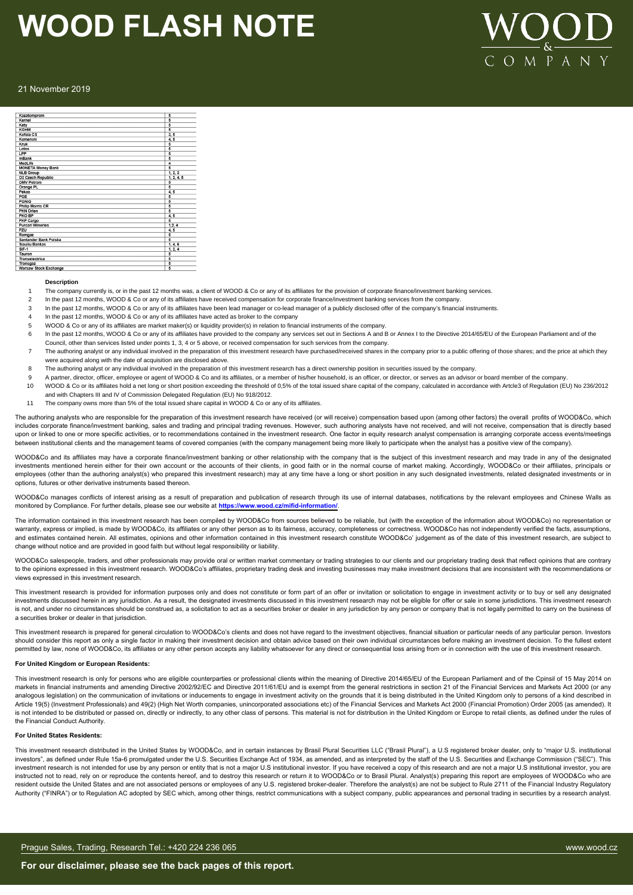| Company | Disclosures |
|---|---|
| Kazatomprom | 5 |
| Kernel | 5 |
| Kety | 5 |
| KGHM | 5 |
| Kofola CS | 3, 5 |
| Komercni | 4, 5 |
| Kruk | 5 |
| Lotos | 5 |
| LPP | 5 |
| mBank | 5 |
| MedLife | 4 |
| MONETA Money Bank | 5 |
| NLB Group | 1, 2, 3 |
| O2 Czech Republic | 1, 2, 4, 5 |
| OMV Petrom | 5 |
| Orange PL | 5 |
| Pekao | 4, 5 |
| PGE | 5 |
| PGNiG | 5 |
| Philip Morris CR | 5 |
| PKN Orlen | 5 |
| PKO BP | 4, 5 |
| PKP Cargo | 5 |
| Purcari Wineries | 1, 2, 4 |
| PZU | 4, 5 |
| Romgaz | 5 |
| Santander Bank Polska | 5 |
| Siauliu Bankas | 1, 4, 6 |
| SIF-1 | 1, 2, 4 |
| Tauron | 5 |
| Transelectrica | 5 |
| Transgaz | 5 |
| Warsaw Stock Exchange | 5 |

**Description**

1. The company currently is, or in the past 12 months was, a client of WOOD & Co or any of its affiliates for the provision of corporate finance/investment banking services.
2. In the past 12 months, WOOD & Co or any of its affiliates have received compensation for corporate finance/investment banking services from the company.
3. In the past 12 months, WOOD & Co or any of its affiliates have been lead manager or co-lead manager of a publicly disclosed offer of the company's financial instruments.
4. In the past 12 months, WOOD & Co or any of its affiliates have acted as broker to the company
5. WOOD & Co or any of its affiliates are market maker(s) or liquidity provider(s) in relation to financial instruments of the company.
6. In the past 12 months, WOOD & Co or any of its affiliates have provided to the company any services set out in Sections A and B or Annex I to the Directive 2014/65/EU of the European Parliament and of the Council, other than services listed under points 1, 3, 4 or 5 above, or received compensation for such services from the company.
7. The authoring analyst or any individual involved in the preparation of this investment research have purchased/received shares in the company prior to a public offering of those shares; and the price at which they were acquired along with the date of acquisition are disclosed above.
8. The authoring analyst or any individual involved in the preparation of this investment research has a direct ownership position in securities issued by the company.
9. A partner, director, officer, employee or agent of WOOD & Co and its affiliates, or a member of his/her household, is an officer, or director, or serves as an advisor or board member of the company.
10. WOOD & Co or its affiliates hold a net long or short position exceeding the threshold of 0,5% of the total issued share capital of the company, calculated in accordance with Artcle3 of Regulation (EU) No 236/2012 and with Chapters III and IV of Commission Delegated Regulation (EU) No 918/2012.
11. The company owns more than 5% of the total issued share capital in WOOD & Co or any of its affiliates.

The authoring analysts who are responsible for the preparation of this investment research have received (or will receive) compensation based upon (among other factors) the overall profits of WOOD&Co, which includes corporate finance/investment banking, sales and trading and principal trading revenues. However, such authoring analysts have not received, and will not receive, compensation that is directly based upon or linked to one or more specific activities, or to recommendations contained in the investment research. One factor in equity research analyst compensation is arranging corporate access events/meetings between institutional clients and the management teams of covered companies (with the company management being more likely to participate when the analyst has a positive view of the company).

WOOD&Co and its affiliates may have a corporate finance/investment banking or other relationship with the company that is the subject of this investment research and may trade in any of the designated investments mentioned herein either for their own account or the accounts of their clients, in good faith or in the normal course of market making. Accordingly, WOOD&Co or their affiliates, principals or employees (other than the authoring analyst(s) who prepared this investment research) may at any time have a long or short position in any such designated investments, related designated investments or in options, futures or other derivative instruments based thereon.

WOOD&Co manages conflicts of interest arising as a result of preparation and publication of research through its use of internal databases, notifications by the relevant employees and Chinese Walls as monitored by Compliance. For further details, please see our website at **https://www.wood.cz/mifid-information/**.

The information contained in this investment research has been compiled by WOOD&Co from sources believed to be reliable, but (with the exception of the information about WOOD&Co) no representation or warranty, express or implied, is made by WOOD&Co, its affiliates or any other person as to its fairness, accuracy, completeness or correctness. WOOD&Co has not independently verified the facts, assumptions, and estimates contained herein. All estimates, opinions and other information contained in this investment research constitute WOOD&Co' judgement as of the date of this investment research, are subject to change without notice and are provided in good faith but without legal responsibility or liability.

WOOD&Co salespeople, traders, and other professionals may provide oral or written market commentary or trading strategies to our clients and our proprietary trading desk that reflect opinions that are contrary to the opinions expressed in this investment research. WOOD&Co's affiliates, proprietary trading desk and investing businesses may make investment decisions that are inconsistent with the recommendations or views expressed in this investment research.

This investment research is provided for information purposes only and does not constitute or form part of an offer or invitation or solicitation to engage in investment activity or to buy or sell any designated investments discussed herein in any jurisdiction. As a result, the designated investments discussed in this investment research may not be eligible for offer or sale in some jurisdictions. This investment research is not, and under no circumstances should be construed as, a solicitation to act as a securities broker or dealer in any jurisdiction by any person or company that is not legally permitted to carry on the business of a securities broker or dealer in that jurisdiction.

This investment research is prepared for general circulation to WOOD&Co's clients and does not have regard to the investment objectives, financial situation or particular needs of any particular person. Investors should consider this report as only a single factor in making their investment decision and obtain advice based on their own individual circumstances before making an investment decision. To the fullest extent permitted by law, none of WOOD&Co, its affiliates or any other person accepts any liability whatsoever for any direct or consequential loss arising from or in connection with the use of this investment research.

**For United Kingdom or European Residents:**

This investment research is only for persons who are eligible counterparties or professional clients within the meaning of Directive 2014/65/EU of the European Parliament and of the Cpinsil of 15 May 2014 on markets in financial instruments and amending Directive 2002/92/EC and Directive 2011/61/EU and is exempt from the general restrictions in section 21 of the Financial Services and Markets Act 2000 (or any analogous legislation) on the communication of invitations or inducements to engage in investment activity on the grounds that it is being distributed in the United Kingdom only to persons of a kind described in Article 19(5) (Investment Professionals) and 49(2) (High Net Worth companies, unincorporated associations etc) of the Financial Services and Markets Act 2000 (Financial Promotion) Order 2005 (as amended). It is not intended to be distributed or passed on, directly or indirectly, to any other class of persons. This material is not for distribution in the United Kingdom or Europe to retail clients, as defined under the rules of the Financial Conduct Authority.

**For United States Residents:**

This investment research distributed in the United States by WOOD&Co, and in certain instances by Brasil Plural Securities LLC ("Brasil Plural"), a U.S registered broker dealer, only to "major U.S. institutional investors", as defined under Rule 15a-6 promulgated under the U.S. Securities Exchange Act of 1934, as amended, and as interpreted by the staff of the U.S. Securities and Exchange Commission ("SEC"). This investment research is not intended for use by any person or entity that is not a major U.S institutional investor. If you have received a copy of this research and are not a major U.S institutional investor, you are instructed not to read, rely on or reproduce the contents hereof, and to destroy this research or return it to WOOD&Co or to Brasil Plural. Analyst(s) preparing this report are employees of WOOD&Co who are resident outside the United States and are not associated persons or employees of any U.S. registered broker-dealer. Therefore the analyst(s) are not be subject to Rule 2711 of the Financial Industry Regulatory Authority ("FINRA") or to Regulation AC adopted by SEC which, among other things, restrict communications with a subject company, public appearances and personal trading in securities by a research analyst.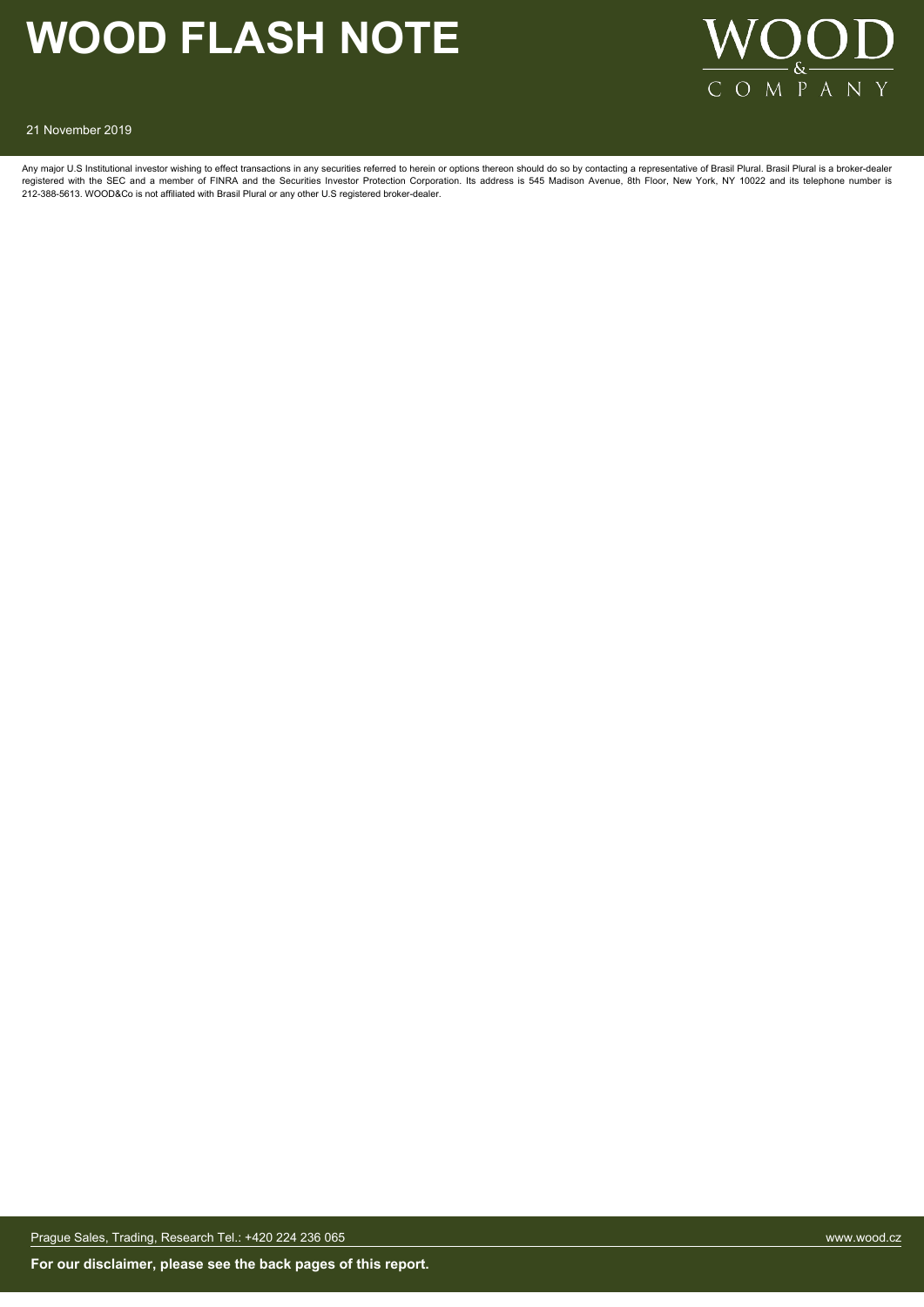# WOOD FLASH NOTE

21 November 2019

Any major U.S Institutional investor wishing to effect transactions in any securities referred to herein or options thereon should do so by contacting a representative of Brasil Plural. Brasil Plural is a broker-dealer registered with the SEC and a member of FINRA and the Securities Investor Protection Corporation. Its address is 545 Madison Avenue, 8th Floor, New York, NY 10022 and its telephone number is 212-388-5613. WOOD&Co is not affiliated with Brasil Plural or any other U.S registered broker-dealer.

Prague Sales, Trading, Research Tel.: +420 224 236 065

www.wood.cz

**For our disclaimer, please see the back pages of this report.**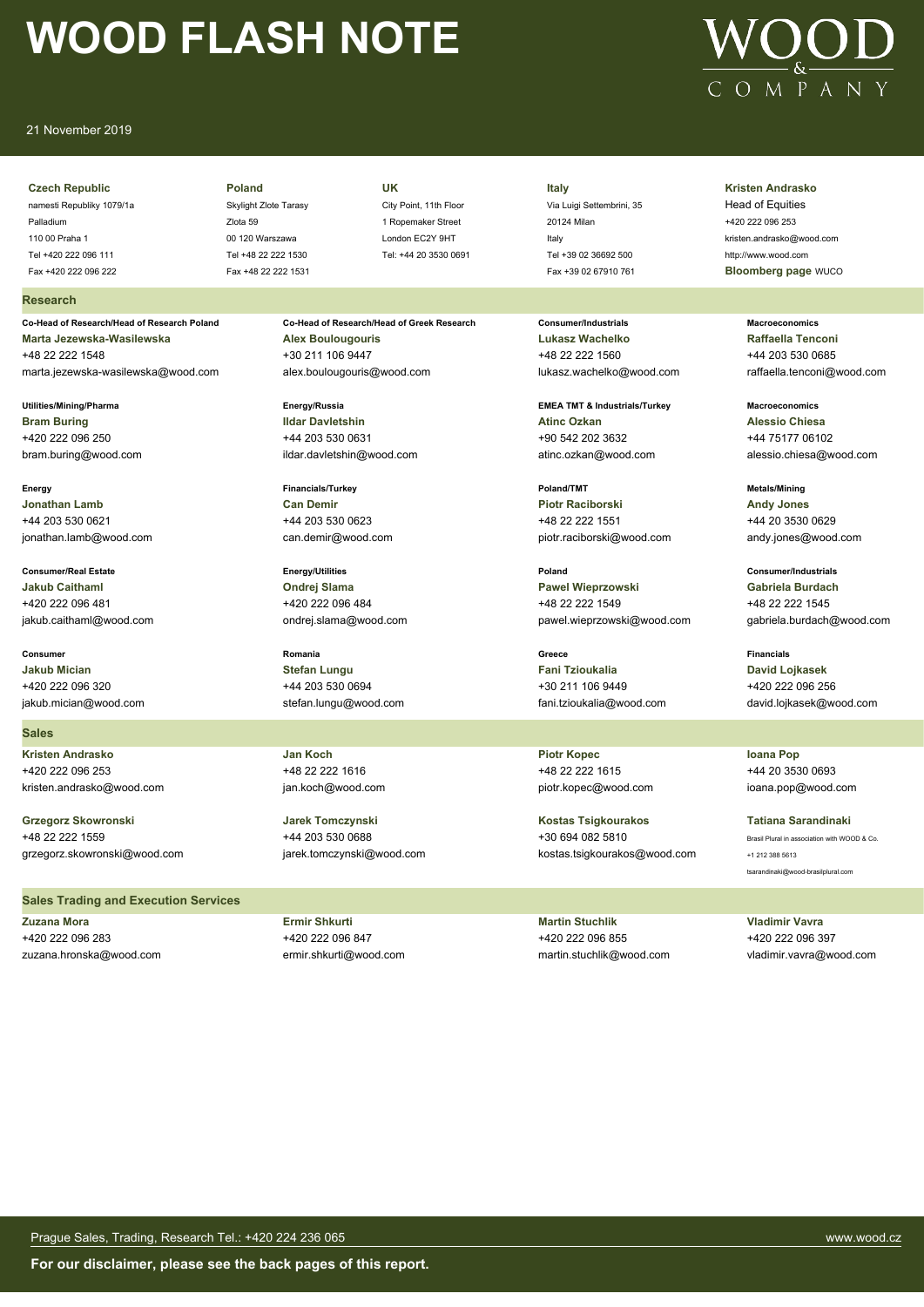# WOOD FLASH NOTE

21 November 2019

**Czech Republic**
namesti Republiky 1079/1a
Palladium
110 00 Praha 1
Tel +420 222 096 111
Fax +420 222 096 222

**Poland**
Skylight Zlote Tarasy
Zlota 59
00 120 Warszawa
Tel +48 22 222 1530
Fax +48 22 222 1531

**UK**
City Point, 11th Floor
1 Ropemaker Street
London EC2Y 9HT
Tel: +44 20 3530 0691

**Italy**
Via Luigi Settembrini, 35
20124 Milan
Italy
Tel +39 02 36692 500
Fax +39 02 67910 761

**Kristen Andrasko**
Head of Equities
+420 222 096 253
kristen.andrasko@wood.com
http://www.wood.com
**Bloomberg page** WUCO

## Research

**Co-Head of Research/Head of Research Poland**
**Marta Jezewska-Wasilewska**
+48 22 222 1548
marta.jezewska-wasilewska@wood.com

**Co-Head of Research/Head of Greek Research**
**Alex Boulougouris**
+30 211 106 9447
alex.boulougouris@wood.com

**Consumer/Industrials**
**Lukasz Wachelko**
+48 22 222 1560
lukasz.wachelko@wood.com

**Macroeconomics**
**Raffaella Tenconi**
+44 203 530 0685
raffaella.tenconi@wood.com

**Utilities/Mining/Pharma**
**Bram Buring**
+420 222 096 250
bram.buring@wood.com

**Energy/Russia**
**Ildar Davletshin**
+44 203 530 0631
ildar.davletshin@wood.com

**EMEA TMT & Industrials/Turkey**
**Atinc Ozkan**
+90 542 202 3632
atinc.ozkan@wood.com

**Macroeconomics**
**Alessio Chiesa**
+44 75177 06102
alessio.chiesa@wood.com

**Energy**
**Jonathan Lamb**
+44 203 530 0621
jonathan.lamb@wood.com

**Financials/Turkey**
**Can Demir**
+44 203 530 0623
can.demir@wood.com

**Poland/TMT**
**Piotr Raciborski**
+48 22 222 1551
piotr.raciborski@wood.com

**Metals/Mining**
**Andy Jones**
+44 20 3530 0629
andy.jones@wood.com

**Consumer/Real Estate**
**Jakub Caithaml**
+420 222 096 481
jakub.caithaml@wood.com

**Energy/Utilities**
**Ondrej Slama**
+420 222 096 484
ondrej.slama@wood.com

**Poland**
**Pawel Wieprzowski**
+48 22 222 1549
pawel.wieprzowski@wood.com

**Consumer/Industrials**
**Gabriela Burdach**
+48 22 222 1545
gabriela.burdach@wood.com

**Consumer**
**Jakub Mician**
+420 222 096 320
jakub.mician@wood.com

**Romania**
**Stefan Lungu**
+44 203 530 0694
stefan.lungu@wood.com

**Greece**
**Fani Tzioukalia**
+30 211 106 9449
fani.tzioukalia@wood.com

**Financials**
**David Lojkasek**
+420 222 096 256
david.lojkasek@wood.com

## Sales

**Kristen Andrasko**
+420 222 096 253
kristen.andrasko@wood.com

**Jan Koch**
+48 22 222 1616
jan.koch@wood.com

**Piotr Kopec**
+48 22 222 1615
piotr.kopec@wood.com

**Ioana Pop**
+44 20 3530 0693
ioana.pop@wood.com

**Grzegorz Skowronski**
+48 22 222 1559
grzegorz.skowronski@wood.com

**Jarek Tomczynski**
+44 203 530 0688
jarek.tomczynski@wood.com

**Kostas Tsigkourakos**
+30 694 082 5810
kostas.tsigkourakos@wood.com

**Tatiana Sarandinaki**
Brasil Plural in association with WOOD & Co.
+1 212 388 5613
tsarandinaki@wood-brasilplural.com

## Sales Trading and Execution Services

**Zuzana Mora**
+420 222 096 283
zuzana.hronska@wood.com

**Ermir Shkurti**
+420 222 096 847
ermir.shkurti@wood.com

**Martin Stuchlik**
+420 222 096 855
martin.stuchlik@wood.com

**Vladimir Vavra**
+420 222 096 397
vladimir.vavra@wood.com

Prague Sales, Trading, Research Tel.: +420 224 236 065 — www.wood.cz

**For our disclaimer, please see the back pages of this report.**